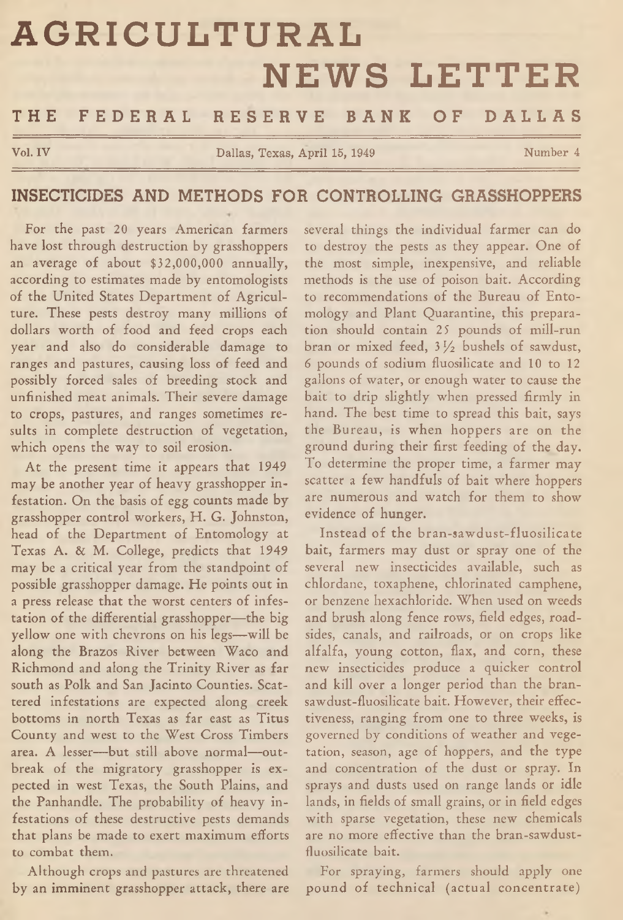# AGRICULTURAL NEWS LETTER

## THE FEDERAL RESERVE BANK OF DALLAS

Vol. IV — Dallas, Texas, April 15, 1949 — Number 4

## INSECTICIDES AND METHODS FOR CONTROLLING GRASSHOPPERS

For the past 20 years American farmers have lost through destruction by grasshoppers an average of about $32,000,000 annually, according to estimates made by entomologists of the United States Department of Agriculture. These pests destroy many millions of dollars worth of food and feed crops each year and also do considerable damage to ranges and pastures, causing loss of feed and possibly forced sales of breeding stock and unfinished meat animals. Their severe damage to crops, pastures, and ranges sometimes results in complete destruction of vegetation, which opens the way to soil erosion.

At the present time it appears that 1949 may be another year of heavy grasshopper infestation. On the basis of egg counts made by grasshopper control workers, H. G. Johnston, head of the Department of Entomology at Texas A. & M. College, predicts that 1949 may be a critical year from the standpoint of possible grasshopper damage. He points out in a press release that the worst centers of infestation of the differential grasshopper—the big yellow one with chevrons on his legs—will be along the Brazos River between Waco and Richmond and along the Trinity River as far south as Polk and San Jacinto Counties. Scattered infestations are expected along creek bottoms in north Texas as far east as Titus County and west to the West Cross Timbers area. A lesser—but still above normal—outbreak of the migratory grasshopper is expected in west Texas, the South Plains, and the Panhandle. The probability of heavy infestations of these destructive pests demands that plans be made to exert maximum efforts to combat them.

Although crops and pastures are threatened by an imminent grasshopper attack, there are several things the individual farmer can do to destroy the pests as they appear. One of the most simple, inexpensive, and reliable methods is the use of poison bait. According to recommendations of the Bureau of Entomology and Plant Quarantine, this preparation should contain 25 pounds of mill-run bran or mixed feed, 3½ bushels of sawdust, 6 pounds of sodium fluosilicate and 10 to 12 gallons of water, or enough water to cause the bait to drip slightly when pressed firmly in hand. The best time to spread this bait, says the Bureau, is when hoppers are on the ground during their first feeding of the day. To determine the proper time, a farmer may scatter a few handfuls of bait where hoppers are numerous and watch for them to show evidence of hunger.

Instead of the bran-sawdust-fluosilicate bait, farmers may dust or spray one of the several new insecticides available, such as chlordane, toxaphene, chlorinated camphene, or benzene hexachloride. When used on weeds and brush along fence rows, field edges, roadsides, canals, and railroads, or on crops like alfalfa, young cotton, flax, and corn, these new insecticides produce a quicker control and kill over a longer period than the bran-sawdust-fluosilicate bait. However, their effectiveness, ranging from one to three weeks, is governed by conditions of weather and vegetation, season, age of hoppers, and the type and concentration of the dust or spray. In sprays and dusts used on range lands or idle lands, in fields of small grains, or in field edges with sparse vegetation, these new chemicals are no more effective than the bran-sawdust-fluosilicate bait.

For spraying, farmers should apply one pound of technical (actual concentrate)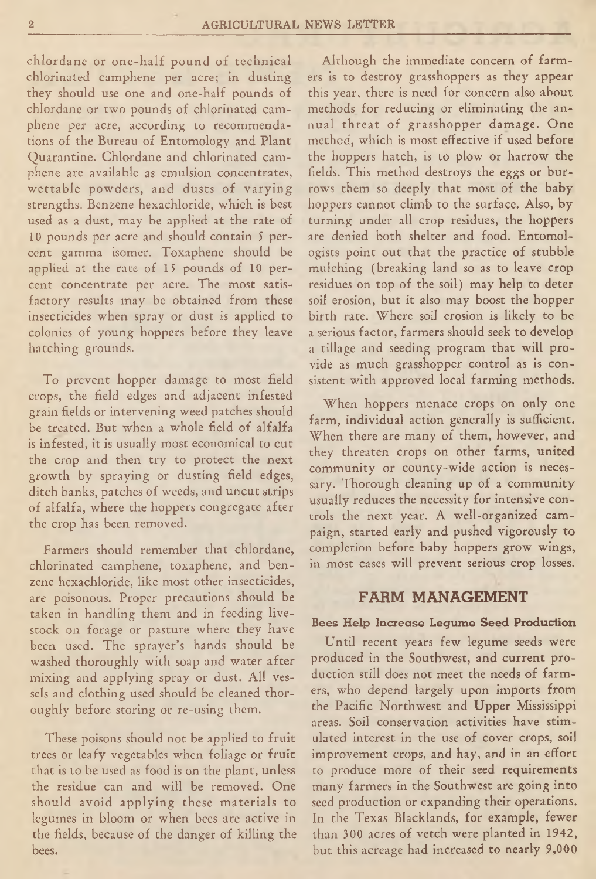chlordane or one-half pound of technical chlorinated camphene per acre; in dusting they should use one and one-half pounds of chlordane or two pounds of chlorinated camphene per acre, according to recommendations of the Bureau of Entomology and Plant Quarantine. Chlordane and chlorinated camphene are available as emulsion concentrates, wettable powders, and dusts of varying strengths. Benzene hexachloride, which is best used as a dust, may be applied at the rate of 10 pounds per acre and should contain 5 percent gamma isomer. Toxaphene should be applied at the rate of 15 pounds of 10 percent concentrate per acre. The most satisfactory results may be obtained from these insecticides when spray or dust is applied to colonies of young hoppers before they leave hatching grounds.

To prevent hopper damage to most field crops, the field edges and adjacent infested grain fields or intervening weed patches should be treated. But when a whole field of alfalfa is infested, it is usually most economical to cut the crop and then try to protect the next growth by spraying or dusting field edges, ditch banks, patches of weeds, and uncut strips of alfalfa, where the hoppers congregate after the crop has been removed.

Farmers should remember that chlordane, chlorinated camphene, toxaphene, and benzene hexachloride, like most other insecticides, are poisonous. Proper precautions should be taken in handling them and in feeding livestock on forage or pasture where they have been used. The sprayer's hands should be washed thoroughly with soap and water after mixing and applying spray or dust. All vessels and clothing used should be cleaned thoroughly before storing or re-using them.

These poisons should not be applied to fruit trees or leafy vegetables when foliage or fruit that is to be used as food is on the plant, unless the residue can and will be removed. One should avoid applying these materials to legumes in bloom or when bees are active in the fields, because of the danger of killing the bees.

Although the immediate concern of farmers is to destroy grasshoppers as they appear this year, there is need for concern also about methods for reducing or eliminating the annual threat of grasshopper damage. One method, which is most effective if used before the hoppers hatch, is to plow or harrow the fields. This method destroys the eggs or burrows them so deeply that most of the baby hoppers cannot climb to the surface. Also, by turning under all crop residues, the hoppers are denied both shelter and food. Entomologists point out that the practice of stubble mulching (breaking land so as to leave crop residues on top of the soil) may help to deter soil erosion, but it also may boost the hopper birth rate. Where soil erosion is likely to be a serious factor, farmers should seek to develop a tillage and seeding program that will provide as much grasshopper control as is consistent with approved local farming methods.

When hoppers menace crops on only one farm, individual action generally is sufficient. When there are many of them, however, and they threaten crops on other farms, united community or county-wide action is necessary. Thorough cleaning up of a community usually reduces the necessity for intensive controls the next year. A well-organized campaign, started early and pushed vigorously to completion before baby hoppers grow wings, in most cases will prevent serious crop losses.

## FARM MANAGEMENT

### Bees Help Increase Legume Seed Production

Until recent years few legume seeds were produced in the Southwest, and current production still does not meet the needs of farmers, who depend largely upon imports from the Pacific Northwest and Upper Mississippi areas. Soil conservation activities have stimulated interest in the use of cover crops, soil improvement crops, and hay, and in an effort to produce more of their seed requirements many farmers in the Southwest are going into seed production or expanding their operations. In the Texas Blacklands, for example, fewer than 300 acres of vetch were planted in 1942, but this acreage had increased to nearly 9,000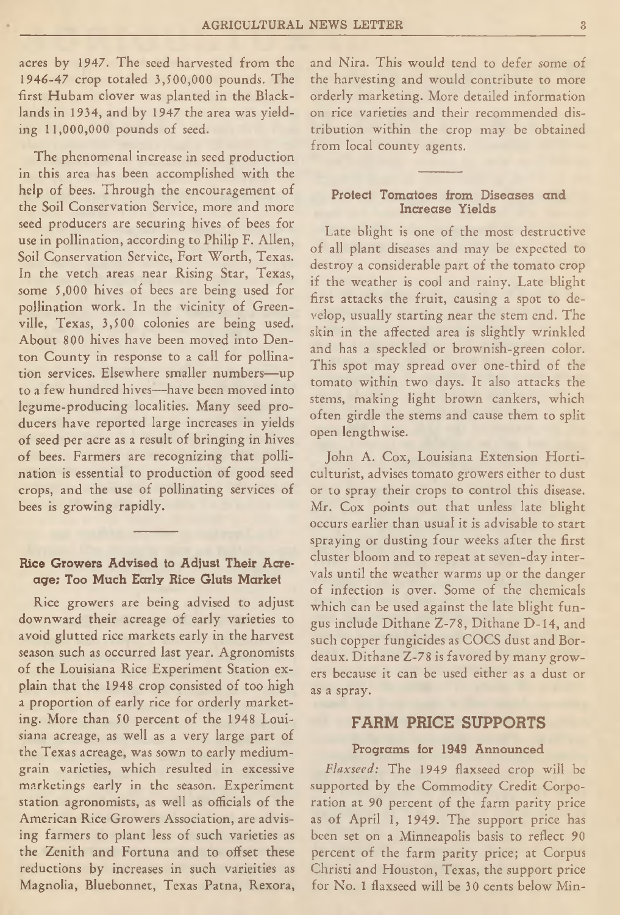acres by 1947. The seed harvested from the 1946-47 crop totaled 3,500,000 pounds. The first Hubam clover was planted in the Blacklands in 1934, and by 1947 the area was yielding 11,000,000 pounds of seed.

The phenomenal increase in seed production in this area has been accomplished with the help of bees. Through the encouragement of the Soil Conservation Service, more and more seed producers are securing hives of bees for use in pollination, according to Philip F. Allen, Soil Conservation Service, Fort Worth, Texas. In the vetch areas near Rising Star, Texas, some 5,000 hives of bees are being used for pollination work. In the vicinity of Greenville, Texas, 3,500 colonies are being used. About 800 hives have been moved into Denton County in response to a call for pollination services. Elsewhere smaller numbers—up to a few hundred hives—have been moved into legume-producing localities. Many seed producers have reported large increases in yields of seed per acre as a result of bringing in hives of bees. Farmers are recognizing that pollination is essential to production of good seed crops, and the use of pollinating services of bees is growing rapidly.

### Rice Growers Advised to Adjust Their Acreage: Too Much Early Rice Gluts Market

Rice growers are being advised to adjust downward their acreage of early varieties to avoid glutted rice markets early in the harvest season such as occurred last year. Agronomists of the Louisiana Rice Experiment Station explain that the 1948 crop consisted of too high a proportion of early rice for orderly marketing. More than 50 percent of the 1948 Louisiana acreage, as well as a very large part of the Texas acreage, was sown to early medium-grain varieties, which resulted in excessive marketings early in the season. Experiment station agronomists, as well as officials of the American Rice Growers Association, are advising farmers to plant less of such varieties as the Zenith and Fortuna and to offset these reductions by increases in such varieities as Magnolia, Bluebonnet, Texas Patna, Rexora, and Nira. This would tend to defer some of the harvesting and would contribute to more orderly marketing. More detailed information on rice varieties and their recommended distribution within the crop may be obtained from local county agents.

### Protect Tomatoes from Diseases and Increase Yields

Late blight is one of the most destructive of all plant diseases and may be expected to destroy a considerable part of the tomato crop if the weather is cool and rainy. Late blight first attacks the fruit, causing a spot to develop, usually starting near the stem end. The skin in the affected area is slightly wrinkled and has a speckled or brownish-green color. This spot may spread over one-third of the tomato within two days. It also attacks the stems, making light brown cankers, which often girdle the stems and cause them to split open lengthwise.

John A. Cox, Louisiana Extension Horticulturist, advises tomato growers either to dust or to spray their crops to control this disease. Mr. Cox points out that unless late blight occurs earlier than usual it is advisable to start spraying or dusting four weeks after the first cluster bloom and to repeat at seven-day intervals until the weather warms up or the danger of infection is over. Some of the chemicals which can be used against the late blight fungus include Dithane Z-78, Dithane D-14, and such copper fungicides as COCS dust and Bordeaux. Dithane Z-78 is favored by many growers because it can be used either as a dust or as a spray.

## FARM PRICE SUPPORTS

### Programs for 1949 Announced

*Flaxseed:* The 1949 flaxseed crop will be supported by the Commodity Credit Corporation at 90 percent of the farm parity price as of April 1, 1949. The support price has been set on a Minneapolis basis to reflect 90 percent of the farm parity price; at Corpus Christi and Houston, Texas, the support price for No. 1 flaxseed will be 30 cents below Min-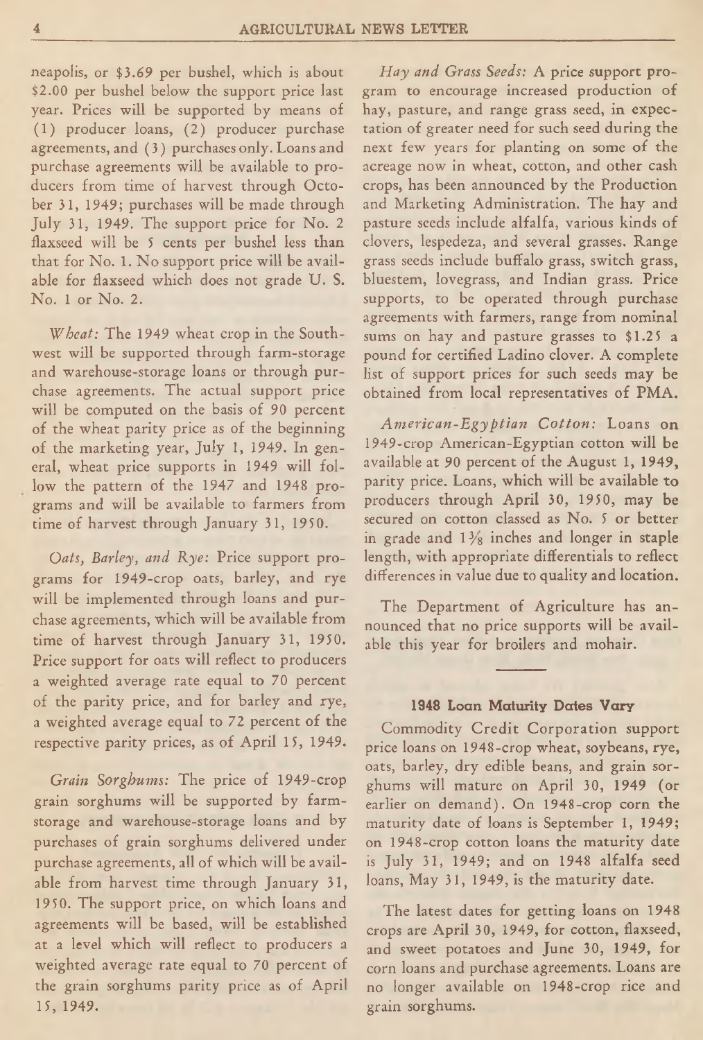neapolis, or $3.69 per bushel, which is about $2.00 per bushel below the support price last year. Prices will be supported by means of (1) producer loans, (2) producer purchase agreements, and (3) purchases only. Loans and purchase agreements will be available to producers from time of harvest through October 31, 1949; purchases will be made through July 31, 1949. The support price for No. 2 flaxseed will be 5 cents per bushel less than that for No. 1. No support price will be available for flaxseed which does not grade U. S. No. 1 or No. 2.

*Wheat:* The 1949 wheat crop in the Southwest will be supported through farm-storage and warehouse-storage loans or through purchase agreements. The actual support price will be computed on the basis of 90 percent of the wheat parity price as of the beginning of the marketing year, July 1, 1949. In general, wheat price supports in 1949 will follow the pattern of the 1947 and 1948 programs and will be available to farmers from time of harvest through January 31, 1950.

*Oats, Barley, and Rye:* Price support programs for 1949-crop oats, barley, and rye will be implemented through loans and purchase agreements, which will be available from time of harvest through January 31, 1950. Price support for oats will reflect to producers a weighted average rate equal to 70 percent of the parity price, and for barley and rye, a weighted average equal to 72 percent of the respective parity prices, as of April 15, 1949.

*Grain Sorghums:* The price of 1949-crop grain sorghums will be supported by farm-storage and warehouse-storage loans and by purchases of grain sorghums delivered under purchase agreements, all of which will be available from harvest time through January 31, 1950. The support price, on which loans and agreements will be based, will be established at a level which will reflect to producers a weighted average rate equal to 70 percent of the grain sorghums parity price as of April 15, 1949.

*Hay and Grass Seeds:* A price support program to encourage increased production of hay, pasture, and range grass seed, in expectation of greater need for such seed during the next few years for planting on some of the acreage now in wheat, cotton, and other cash crops, has been announced by the Production and Marketing Administration. The hay and pasture seeds include alfalfa, various kinds of clovers, lespedeza, and several grasses. Range grass seeds include buffalo grass, switch grass, bluestem, lovegrass, and Indian grass. Price supports, to be operated through purchase agreements with farmers, range from nominal sums on hay and pasture grasses to $1.25 a pound for certified Ladino clover. A complete list of support prices for such seeds may be obtained from local representatives of PMA.

*American-Egyptian Cotton:* Loans on 1949-crop American-Egyptian cotton will be available at 90 percent of the August 1, 1949, parity price. Loans, which will be available to producers through April 30, 1950, may be secured on cotton classed as No. 5 or better in grade and 1⅜ inches and longer in staple length, with appropriate differentials to reflect differences in value due to quality and location.

The Department of Agriculture has announced that no price supports will be available this year for broilers and mohair.

### 1948 Loan Maturity Dates Vary

Commodity Credit Corporation support price loans on 1948-crop wheat, soybeans, rye, oats, barley, dry edible beans, and grain sorghums will mature on April 30, 1949 (or earlier on demand). On 1948-crop corn the maturity date of loans is September 1, 1949; on 1948-crop cotton loans the maturity date is July 31, 1949; and on 1948 alfalfa seed loans, May 31, 1949, is the maturity date.

The latest dates for getting loans on 1948 crops are April 30, 1949, for cotton, flaxseed, and sweet potatoes and June 30, 1949, for corn loans and purchase agreements. Loans are no longer available on 1948-crop rice and grain sorghums.